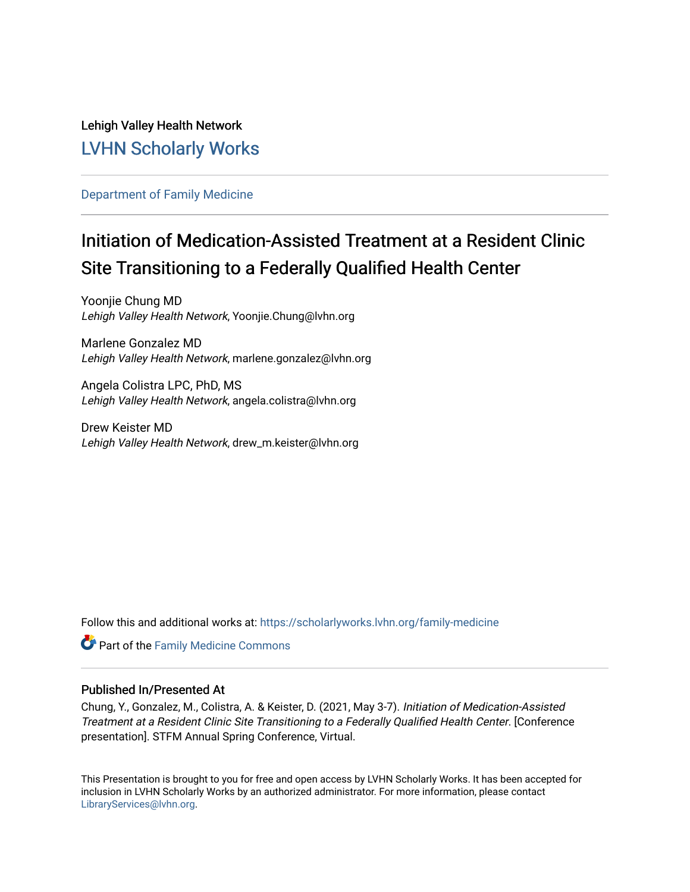Lehigh Valley Health Network

## LVHN Scholarly Works

Department of Family Medicine

# Initiation of Medication-Assisted Treatment at a Resident Clinic Site Transitioning to a Federally Qualified Health Center

Yoonjie Chung MD
*Lehigh Valley Health Network*, Yoonjie.Chung@lvhn.org

Marlene Gonzalez MD
*Lehigh Valley Health Network*, marlene.gonzalez@lvhn.org

Angela Colistra LPC, PhD, MS
*Lehigh Valley Health Network*, angela.colistra@lvhn.org

Drew Keister MD
*Lehigh Valley Health Network*, drew_m.keister@lvhn.org

Follow this and additional works at: https://scholarlyworks.lvhn.org/family-medicine

Part of the Family Medicine Commons

### Published In/Presented At

Chung, Y., Gonzalez, M., Colistra, A. & Keister, D. (2021, May 3-7). *Initiation of Medication-Assisted Treatment at a Resident Clinic Site Transitioning to a Federally Qualified Health Center*. [Conference presentation]. STFM Annual Spring Conference, Virtual.

This Presentation is brought to you for free and open access by LVHN Scholarly Works. It has been accepted for inclusion in LVHN Scholarly Works by an authorized administrator. For more information, please contact LibraryServices@lvhn.org.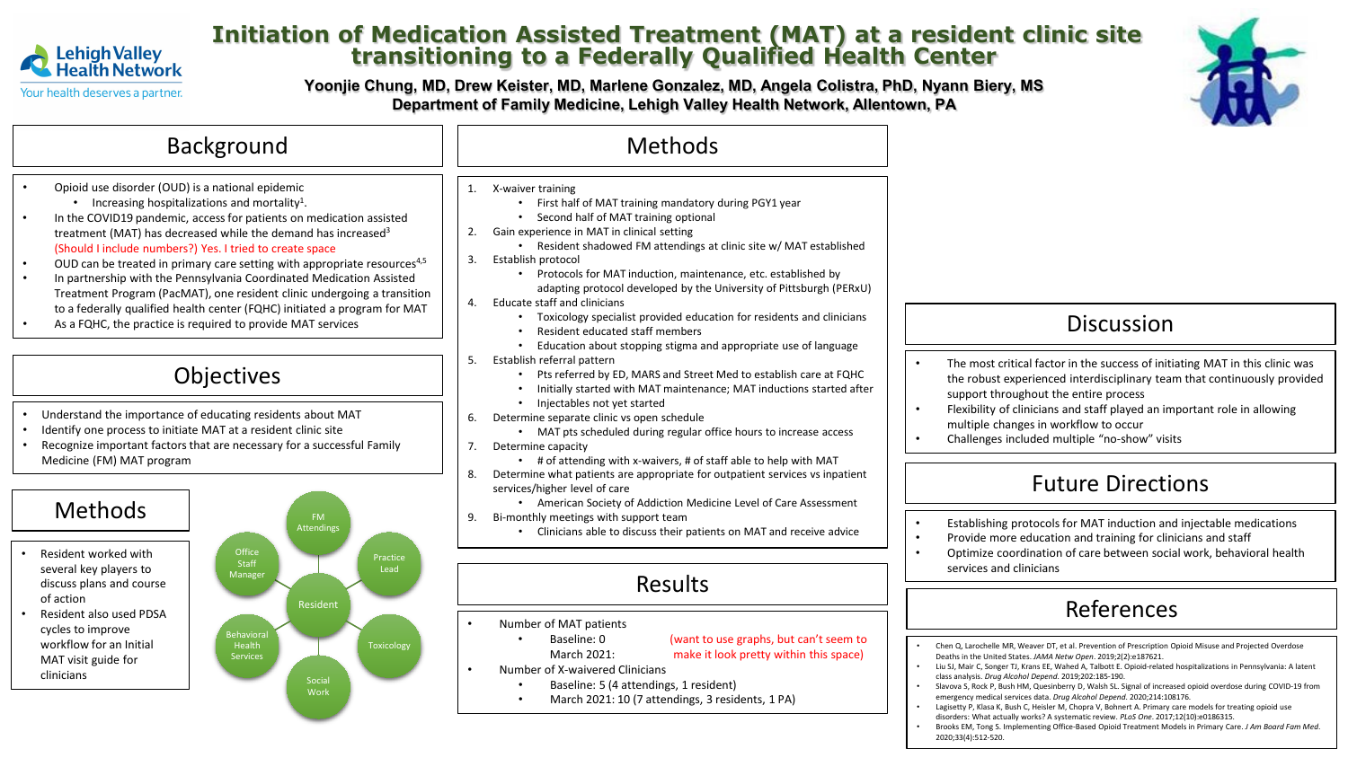# Initiation of Medication Assisted Treatment (MAT) at a resident clinic site transitioning to a Federally Qualified Health Center

**Yoonjie Chung, MD, Drew Keister, MD, Marlene Gonzalez, MD, Angela Colistra, PhD, Nyann Biery, MS**
**Department of Family Medicine, Lehigh Valley Health Network, Allentown, PA**

Lehigh Valley Health Network
Your health deserves a partner.

## Background

- Opioid use disorder (OUD) is a national epidemic
  - Increasing hospitalizations and mortality[1].
- In the COVID19 pandemic, access for patients on medication assisted treatment (MAT) has decreased while the demand has increased[3] (Should I include numbers?) Yes. I tried to create space
- OUD can be treated in primary care setting with appropriate resources[4,5]
- In partnership with the Pennsylvania Coordinated Medication Assisted Treatment Program (PacMAT), one resident clinic undergoing a transition to a federally qualified health center (FQHC) initiated a program for MAT
- As a FQHC, the practice is required to provide MAT services

## Objectives

- Understand the importance of educating residents about MAT
- Identify one process to initiate MAT at a resident clinic site
- Recognize important factors that are necessary for a successful Family Medicine (FM) MAT program

## Methods

- Resident worked with several key players to discuss plans and course of action
- Resident also used PDSA cycles to improve workflow for an Initial MAT visit guide for clinicians

Resident
FM Attendings
Practice Lead
Toxicology
Social Work
Behavioral Health Services
Office Staff Manager

## Methods

1. X-waiver training
   - First half of MAT training mandatory during PGY1 year
   - Second half of MAT training optional
2. Gain experience in MAT in clinical setting
   - Resident shadowed FM attendings at clinic site w/ MAT established
3. Establish protocol
   - Protocols for MAT induction, maintenance, etc. established by adapting protocol developed by the University of Pittsburgh (PERxU)
4. Educate staff and clinicians
   - Toxicology specialist provided education for residents and clinicians
   - Resident educated staff members
   - Education about stopping stigma and appropriate use of language
5. Establish referral pattern
   - Pts referred by ED, MARS and Street Med to establish care at FQHC
   - Initially started with MAT maintenance; MAT inductions started after
   - Injectables not yet started
6. Determine separate clinic vs open schedule
   - MAT pts scheduled during regular office hours to increase access
7. Determine capacity
   - # of attending with x-waivers, # of staff able to help with MAT
8. Determine what patients are appropriate for outpatient services vs inpatient services/higher level of care
   - American Society of Addiction Medicine Level of Care Assessment
9. Bi-monthly meetings with support team
   - Clinicians able to discuss their patients on MAT and receive advice

## Results

- Number of MAT patients
  - Baseline: 0
  - March 2021:

  (want to use graphs, but can't seem to make it look pretty within this space)
- Number of X-waivered Clinicians
  - Baseline: 5 (4 attendings, 1 resident)
  - March 2021: 10 (7 attendings, 3 residents, 1 PA)

## Discussion

- The most critical factor in the success of initiating MAT in this clinic was the robust experienced interdisciplinary team that continuously provided support throughout the entire process
- Flexibility of clinicians and staff played an important role in allowing multiple changes in workflow to occur
- Challenges included multiple "no-show" visits

## Future Directions

- Establishing protocols for MAT induction and injectable medications
- Provide more education and training for clinicians and staff
- Optimize coordination of care between social work, behavioral health services and clinicians

## References

- Chen Q, Larochelle MR, Weaver DT, et al. Prevention of Prescription Opioid Misuse and Projected Overdose Deaths in the United States. *JAMA Netw Open*. 2019;2(2):e187621.
- Liu SJ, Mair C, Songer TJ, Krans EE, Wahed A, Talbott E. Opioid-related hospitalizations in Pennsylvania: A latent class analysis. *Drug Alcohol Depend*. 2019;202:185-190.
- Slavova S, Rock P, Bush HM, Quesinberry D, Walsh SL. Signal of increased opioid overdose during COVID-19 from emergency medical services data. *Drug Alcohol Depend*. 2020;214:108176.
- Lagisetty P, Klasa K, Bush C, Heisler M, Chopra V, Bohnert A. Primary care models for treating opioid use disorders: What actually works? A systematic review. *PLoS One*. 2017;12(10):e0186315.
- Brooks EM, Tong S. Implementing Office-Based Opioid Treatment Models in Primary Care. *J Am Board Fam Med*. 2020;33(4):512-520.